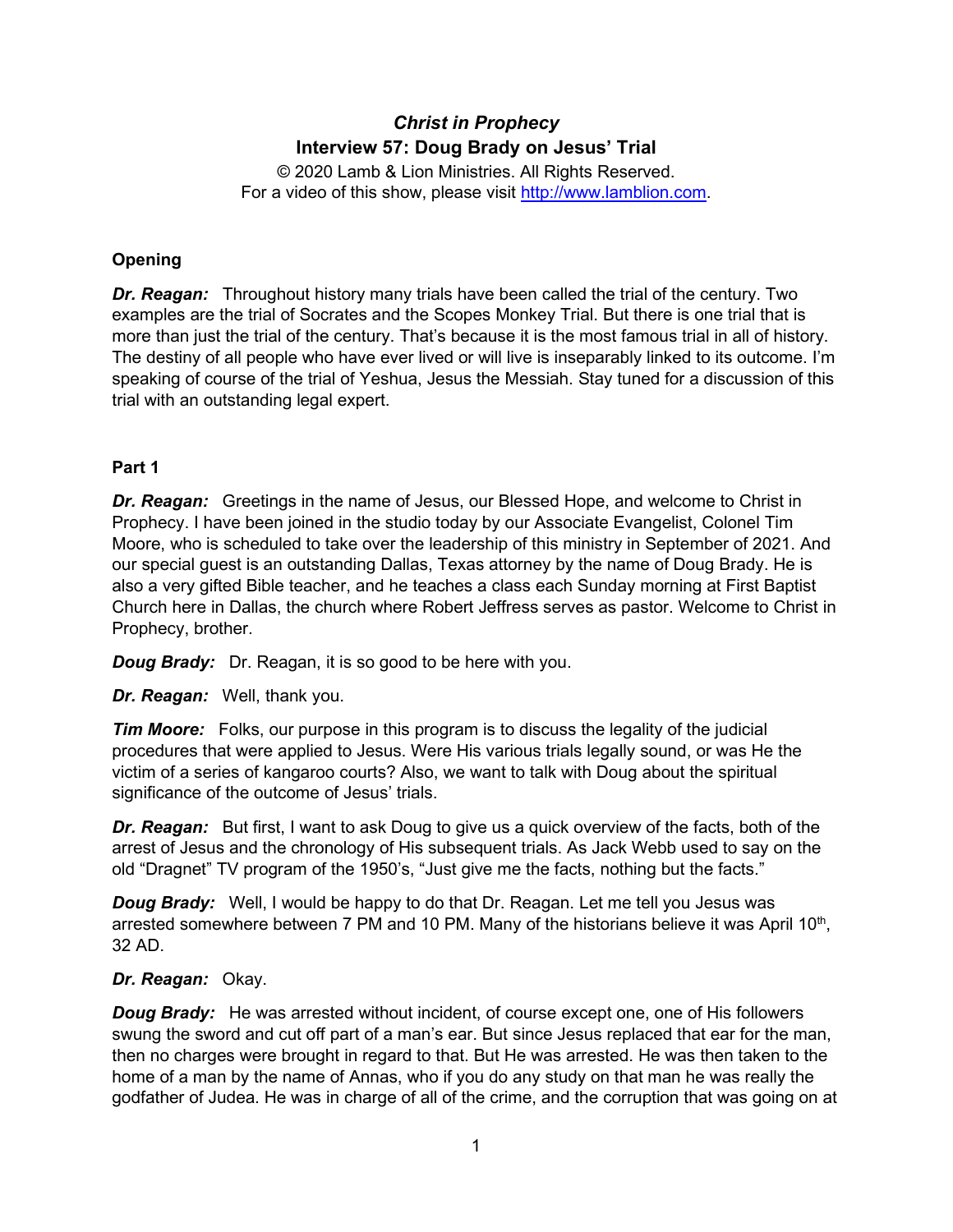# *Christ in Prophecy*
## Interview 57: Doug Brady on Jesus' Trial

© 2020 Lamb & Lion Ministries. All Rights Reserved.
For a video of this show, please visit http://www.lamblion.com.

**Opening**

***Dr. Reagan:*** Throughout history many trials have been called the trial of the century. Two examples are the trial of Socrates and the Scopes Monkey Trial. But there is one trial that is more than just the trial of the century. That's because it is the most famous trial in all of history. The destiny of all people who have ever lived or will live is inseparably linked to its outcome. I'm speaking of course of the trial of Yeshua, Jesus the Messiah. Stay tuned for a discussion of this trial with an outstanding legal expert.

**Part 1**

***Dr. Reagan:*** Greetings in the name of Jesus, our Blessed Hope, and welcome to Christ in Prophecy. I have been joined in the studio today by our Associate Evangelist, Colonel Tim Moore, who is scheduled to take over the leadership of this ministry in September of 2021. And our special guest is an outstanding Dallas, Texas attorney by the name of Doug Brady. He is also a very gifted Bible teacher, and he teaches a class each Sunday morning at First Baptist Church here in Dallas, the church where Robert Jeffress serves as pastor. Welcome to Christ in Prophecy, brother.

***Doug Brady:*** Dr. Reagan, it is so good to be here with you.

***Dr. Reagan:*** Well, thank you.

***Tim Moore:*** Folks, our purpose in this program is to discuss the legality of the judicial procedures that were applied to Jesus. Were His various trials legally sound, or was He the victim of a series of kangaroo courts? Also, we want to talk with Doug about the spiritual significance of the outcome of Jesus' trials.

***Dr. Reagan:*** But first, I want to ask Doug to give us a quick overview of the facts, both of the arrest of Jesus and the chronology of His subsequent trials. As Jack Webb used to say on the old "Dragnet" TV program of the 1950's, "Just give me the facts, nothing but the facts."

***Doug Brady:*** Well, I would be happy to do that Dr. Reagan. Let me tell you Jesus was arrested somewhere between 7 PM and 10 PM. Many of the historians believe it was April 10th, 32 AD.

***Dr. Reagan:*** Okay.

***Doug Brady:*** He was arrested without incident, of course except one, one of His followers swung the sword and cut off part of a man's ear. But since Jesus replaced that ear for the man, then no charges were brought in regard to that. But He was arrested. He was then taken to the home of a man by the name of Annas, who if you do any study on that man he was really the godfather of Judea. He was in charge of all of the crime, and the corruption that was going on at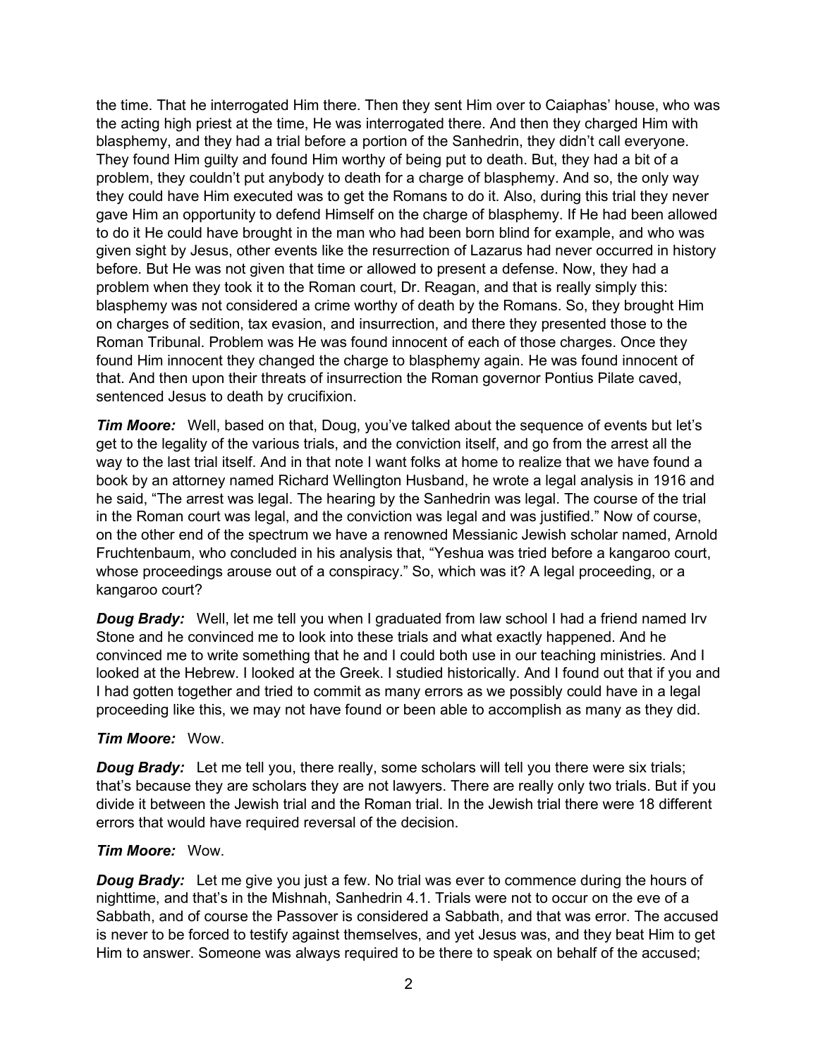the time. That he interrogated Him there. Then they sent Him over to Caiaphas' house, who was the acting high priest at the time, He was interrogated there. And then they charged Him with blasphemy, and they had a trial before a portion of the Sanhedrin, they didn't call everyone. They found Him guilty and found Him worthy of being put to death. But, they had a bit of a problem, they couldn't put anybody to death for a charge of blasphemy. And so, the only way they could have Him executed was to get the Romans to do it. Also, during this trial they never gave Him an opportunity to defend Himself on the charge of blasphemy. If He had been allowed to do it He could have brought in the man who had been born blind for example, and who was given sight by Jesus, other events like the resurrection of Lazarus had never occurred in history before. But He was not given that time or allowed to present a defense. Now, they had a problem when they took it to the Roman court, Dr. Reagan, and that is really simply this: blasphemy was not considered a crime worthy of death by the Romans. So, they brought Him on charges of sedition, tax evasion, and insurrection, and there they presented those to the Roman Tribunal. Problem was He was found innocent of each of those charges. Once they found Him innocent they changed the charge to blasphemy again. He was found innocent of that. And then upon their threats of insurrection the Roman governor Pontius Pilate caved, sentenced Jesus to death by crucifixion.

***Tim Moore:*** Well, based on that, Doug, you've talked about the sequence of events but let's get to the legality of the various trials, and the conviction itself, and go from the arrest all the way to the last trial itself. And in that note I want folks at home to realize that we have found a book by an attorney named Richard Wellington Husband, he wrote a legal analysis in 1916 and he said, "The arrest was legal. The hearing by the Sanhedrin was legal. The course of the trial in the Roman court was legal, and the conviction was legal and was justified." Now of course, on the other end of the spectrum we have a renowned Messianic Jewish scholar named, Arnold Fruchtenbaum, who concluded in his analysis that, "Yeshua was tried before a kangaroo court, whose proceedings arouse out of a conspiracy." So, which was it? A legal proceeding, or a kangaroo court?

***Doug Brady:*** Well, let me tell you when I graduated from law school I had a friend named Irv Stone and he convinced me to look into these trials and what exactly happened. And he convinced me to write something that he and I could both use in our teaching ministries. And I looked at the Hebrew. I looked at the Greek. I studied historically. And I found out that if you and I had gotten together and tried to commit as many errors as we possibly could have in a legal proceeding like this, we may not have found or been able to accomplish as many as they did.

***Tim Moore:*** Wow.

***Doug Brady:*** Let me tell you, there really, some scholars will tell you there were six trials; that's because they are scholars they are not lawyers. There are really only two trials. But if you divide it between the Jewish trial and the Roman trial. In the Jewish trial there were 18 different errors that would have required reversal of the decision.

***Tim Moore:*** Wow.

***Doug Brady:*** Let me give you just a few. No trial was ever to commence during the hours of nighttime, and that's in the Mishnah, Sanhedrin 4.1. Trials were not to occur on the eve of a Sabbath, and of course the Passover is considered a Sabbath, and that was error. The accused is never to be forced to testify against themselves, and yet Jesus was, and they beat Him to get Him to answer. Someone was always required to be there to speak on behalf of the accused;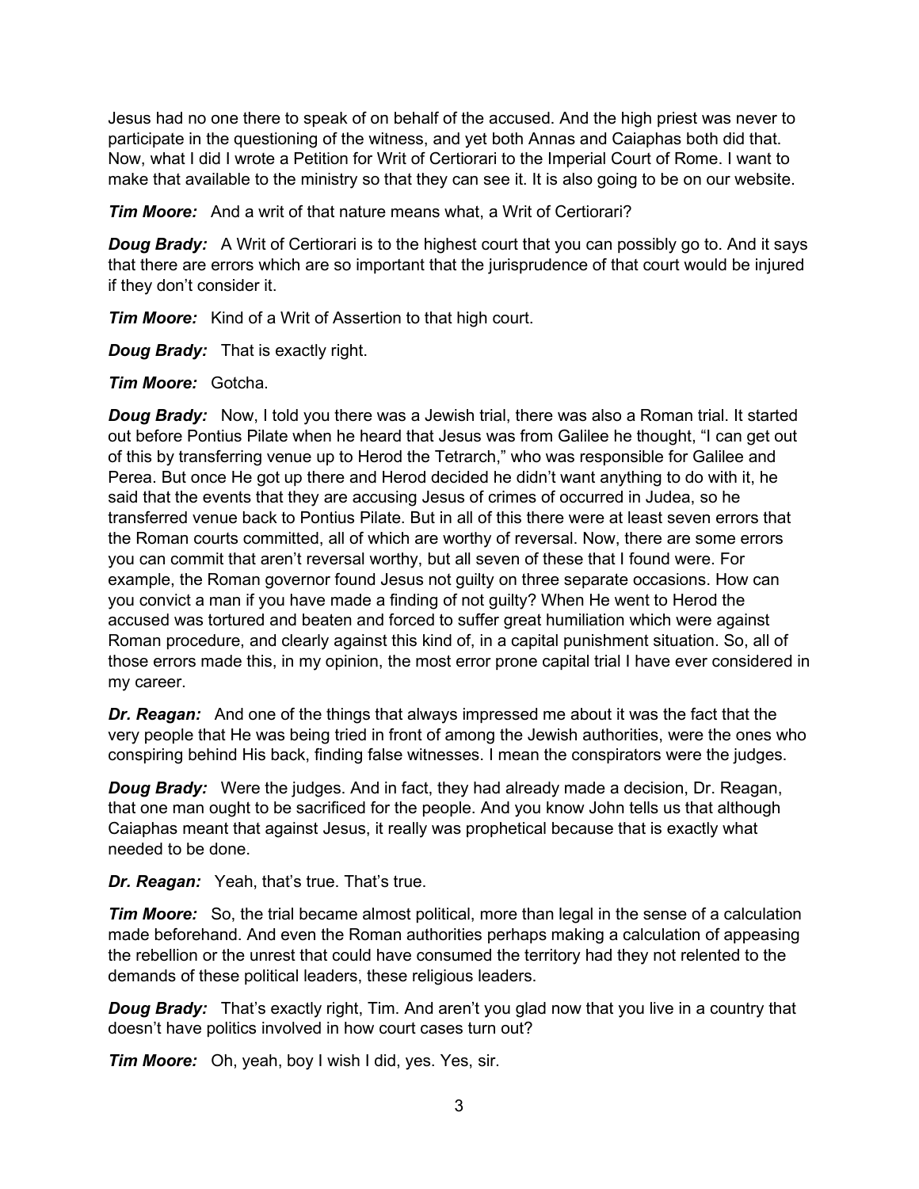Jesus had no one there to speak of on behalf of the accused. And the high priest was never to participate in the questioning of the witness, and yet both Annas and Caiaphas both did that. Now, what I did I wrote a Petition for Writ of Certiorari to the Imperial Court of Rome. I want to make that available to the ministry so that they can see it. It is also going to be on our website.

***Tim Moore:*** And a writ of that nature means what, a Writ of Certiorari?

***Doug Brady:*** A Writ of Certiorari is to the highest court that you can possibly go to. And it says that there are errors which are so important that the jurisprudence of that court would be injured if they don't consider it.

***Tim Moore:*** Kind of a Writ of Assertion to that high court.

***Doug Brady:*** That is exactly right.

***Tim Moore:*** Gotcha.

***Doug Brady:*** Now, I told you there was a Jewish trial, there was also a Roman trial. It started out before Pontius Pilate when he heard that Jesus was from Galilee he thought, "I can get out of this by transferring venue up to Herod the Tetrarch," who was responsible for Galilee and Perea. But once He got up there and Herod decided he didn't want anything to do with it, he said that the events that they are accusing Jesus of crimes of occurred in Judea, so he transferred venue back to Pontius Pilate. But in all of this there were at least seven errors that the Roman courts committed, all of which are worthy of reversal. Now, there are some errors you can commit that aren't reversal worthy, but all seven of these that I found were. For example, the Roman governor found Jesus not guilty on three separate occasions. How can you convict a man if you have made a finding of not guilty? When He went to Herod the accused was tortured and beaten and forced to suffer great humiliation which were against Roman procedure, and clearly against this kind of, in a capital punishment situation. So, all of those errors made this, in my opinion, the most error prone capital trial I have ever considered in my career.

***Dr. Reagan:*** And one of the things that always impressed me about it was the fact that the very people that He was being tried in front of among the Jewish authorities, were the ones who conspiring behind His back, finding false witnesses. I mean the conspirators were the judges.

***Doug Brady:*** Were the judges. And in fact, they had already made a decision, Dr. Reagan, that one man ought to be sacrificed for the people. And you know John tells us that although Caiaphas meant that against Jesus, it really was prophetical because that is exactly what needed to be done.

***Dr. Reagan:*** Yeah, that's true. That's true.

***Tim Moore:*** So, the trial became almost political, more than legal in the sense of a calculation made beforehand. And even the Roman authorities perhaps making a calculation of appeasing the rebellion or the unrest that could have consumed the territory had they not relented to the demands of these political leaders, these religious leaders.

***Doug Brady:*** That's exactly right, Tim. And aren't you glad now that you live in a country that doesn't have politics involved in how court cases turn out?

***Tim Moore:*** Oh, yeah, boy I wish I did, yes. Yes, sir.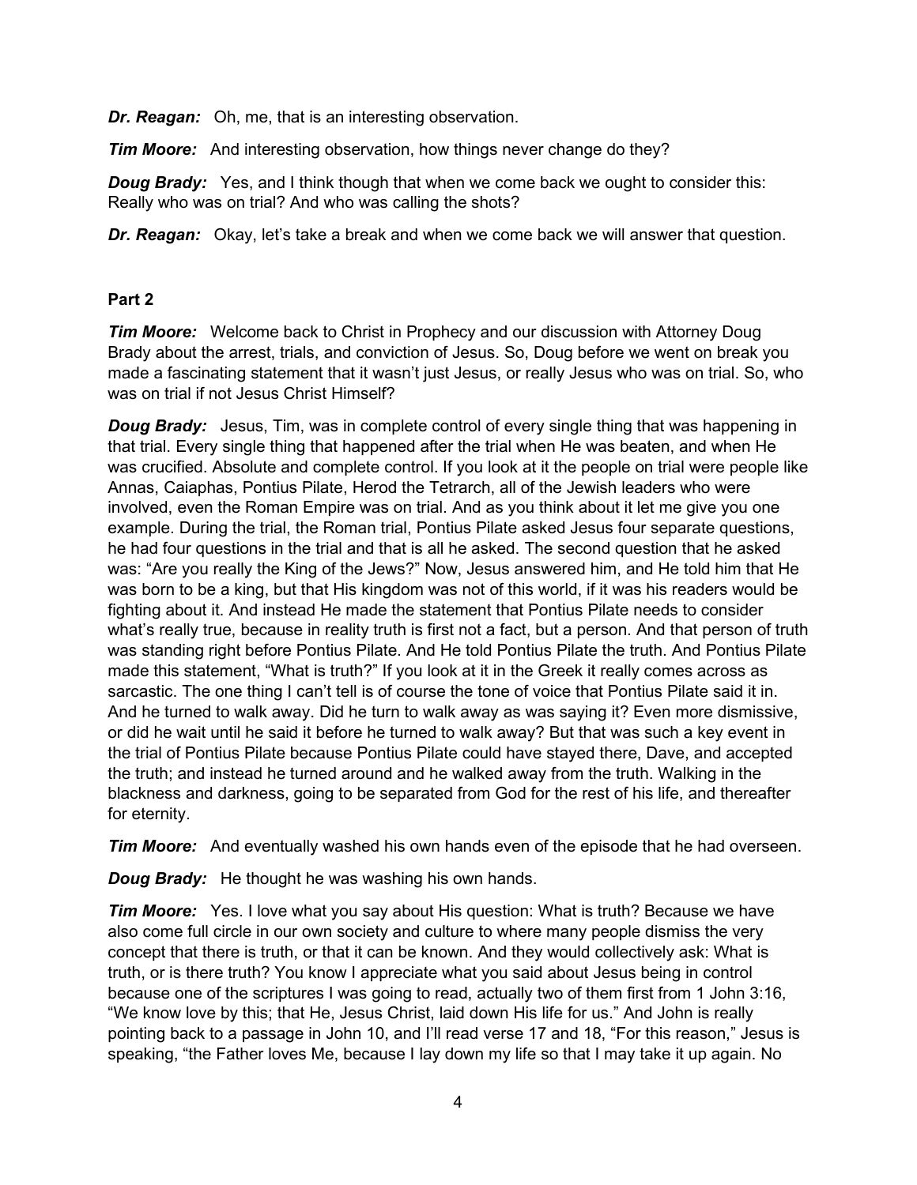***Dr. Reagan:*** Oh, me, that is an interesting observation.

***Tim Moore:*** And interesting observation, how things never change do they?

***Doug Brady:*** Yes, and I think though that when we come back we ought to consider this: Really who was on trial? And who was calling the shots?

***Dr. Reagan:*** Okay, let's take a break and when we come back we will answer that question.

**Part 2**

***Tim Moore:*** Welcome back to Christ in Prophecy and our discussion with Attorney Doug Brady about the arrest, trials, and conviction of Jesus. So, Doug before we went on break you made a fascinating statement that it wasn't just Jesus, or really Jesus who was on trial. So, who was on trial if not Jesus Christ Himself?

***Doug Brady:*** Jesus, Tim, was in complete control of every single thing that was happening in that trial. Every single thing that happened after the trial when He was beaten, and when He was crucified. Absolute and complete control. If you look at it the people on trial were people like Annas, Caiaphas, Pontius Pilate, Herod the Tetrarch, all of the Jewish leaders who were involved, even the Roman Empire was on trial. And as you think about it let me give you one example. During the trial, the Roman trial, Pontius Pilate asked Jesus four separate questions, he had four questions in the trial and that is all he asked. The second question that he asked was: "Are you really the King of the Jews?" Now, Jesus answered him, and He told him that He was born to be a king, but that His kingdom was not of this world, if it was his readers would be fighting about it. And instead He made the statement that Pontius Pilate needs to consider what's really true, because in reality truth is first not a fact, but a person. And that person of truth was standing right before Pontius Pilate. And He told Pontius Pilate the truth. And Pontius Pilate made this statement, "What is truth?" If you look at it in the Greek it really comes across as sarcastic. The one thing I can't tell is of course the tone of voice that Pontius Pilate said it in. And he turned to walk away. Did he turn to walk away as was saying it? Even more dismissive, or did he wait until he said it before he turned to walk away? But that was such a key event in the trial of Pontius Pilate because Pontius Pilate could have stayed there, Dave, and accepted the truth; and instead he turned around and he walked away from the truth. Walking in the blackness and darkness, going to be separated from God for the rest of his life, and thereafter for eternity.

***Tim Moore:*** And eventually washed his own hands even of the episode that he had overseen.

***Doug Brady:*** He thought he was washing his own hands.

***Tim Moore:*** Yes. I love what you say about His question: What is truth? Because we have also come full circle in our own society and culture to where many people dismiss the very concept that there is truth, or that it can be known. And they would collectively ask: What is truth, or is there truth? You know I appreciate what you said about Jesus being in control because one of the scriptures I was going to read, actually two of them first from 1 John 3:16, "We know love by this; that He, Jesus Christ, laid down His life for us." And John is really pointing back to a passage in John 10, and I'll read verse 17 and 18, "For this reason," Jesus is speaking, "the Father loves Me, because I lay down my life so that I may take it up again. No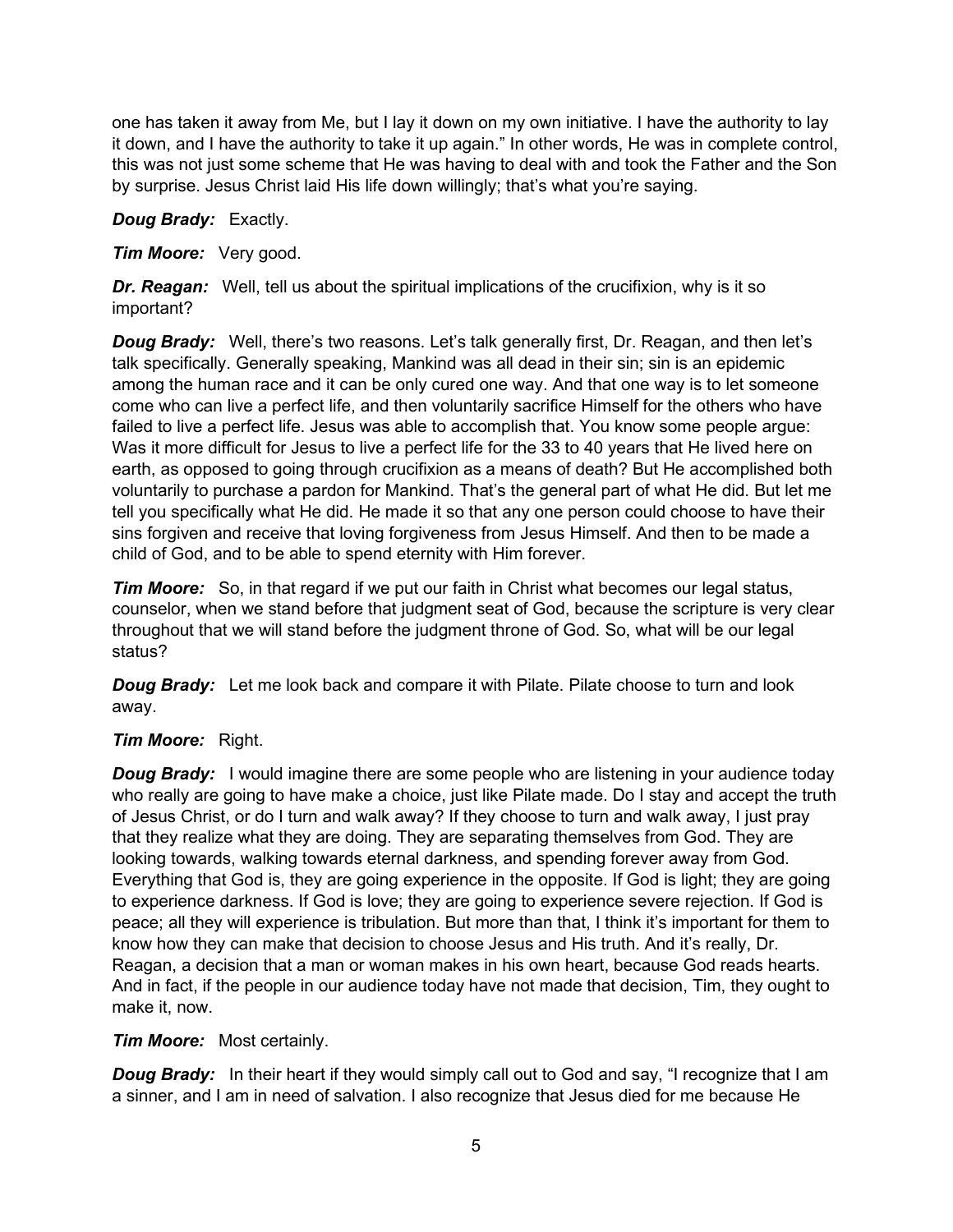one has taken it away from Me, but I lay it down on my own initiative. I have the authority to lay it down, and I have the authority to take it up again." In other words, He was in complete control, this was not just some scheme that He was having to deal with and took the Father and the Son by surprise. Jesus Christ laid His life down willingly; that's what you're saying.

***Doug Brady:*** Exactly.

***Tim Moore:*** Very good.

***Dr. Reagan:*** Well, tell us about the spiritual implications of the crucifixion, why is it so important?

***Doug Brady:*** Well, there's two reasons. Let's talk generally first, Dr. Reagan, and then let's talk specifically. Generally speaking, Mankind was all dead in their sin; sin is an epidemic among the human race and it can be only cured one way. And that one way is to let someone come who can live a perfect life, and then voluntarily sacrifice Himself for the others who have failed to live a perfect life. Jesus was able to accomplish that. You know some people argue: Was it more difficult for Jesus to live a perfect life for the 33 to 40 years that He lived here on earth, as opposed to going through crucifixion as a means of death? But He accomplished both voluntarily to purchase a pardon for Mankind. That's the general part of what He did. But let me tell you specifically what He did. He made it so that any one person could choose to have their sins forgiven and receive that loving forgiveness from Jesus Himself. And then to be made a child of God, and to be able to spend eternity with Him forever.

***Tim Moore:*** So, in that regard if we put our faith in Christ what becomes our legal status, counselor, when we stand before that judgment seat of God, because the scripture is very clear throughout that we will stand before the judgment throne of God. So, what will be our legal status?

***Doug Brady:*** Let me look back and compare it with Pilate. Pilate choose to turn and look away.

***Tim Moore:*** Right.

***Doug Brady:*** I would imagine there are some people who are listening in your audience today who really are going to have make a choice, just like Pilate made. Do I stay and accept the truth of Jesus Christ, or do I turn and walk away? If they choose to turn and walk away, I just pray that they realize what they are doing. They are separating themselves from God. They are looking towards, walking towards eternal darkness, and spending forever away from God. Everything that God is, they are going experience in the opposite. If God is light; they are going to experience darkness. If God is love; they are going to experience severe rejection. If God is peace; all they will experience is tribulation. But more than that, I think it's important for them to know how they can make that decision to choose Jesus and His truth. And it's really, Dr. Reagan, a decision that a man or woman makes in his own heart, because God reads hearts. And in fact, if the people in our audience today have not made that decision, Tim, they ought to make it, now.

***Tim Moore:*** Most certainly.

***Doug Brady:*** In their heart if they would simply call out to God and say, "I recognize that I am a sinner, and I am in need of salvation. I also recognize that Jesus died for me because He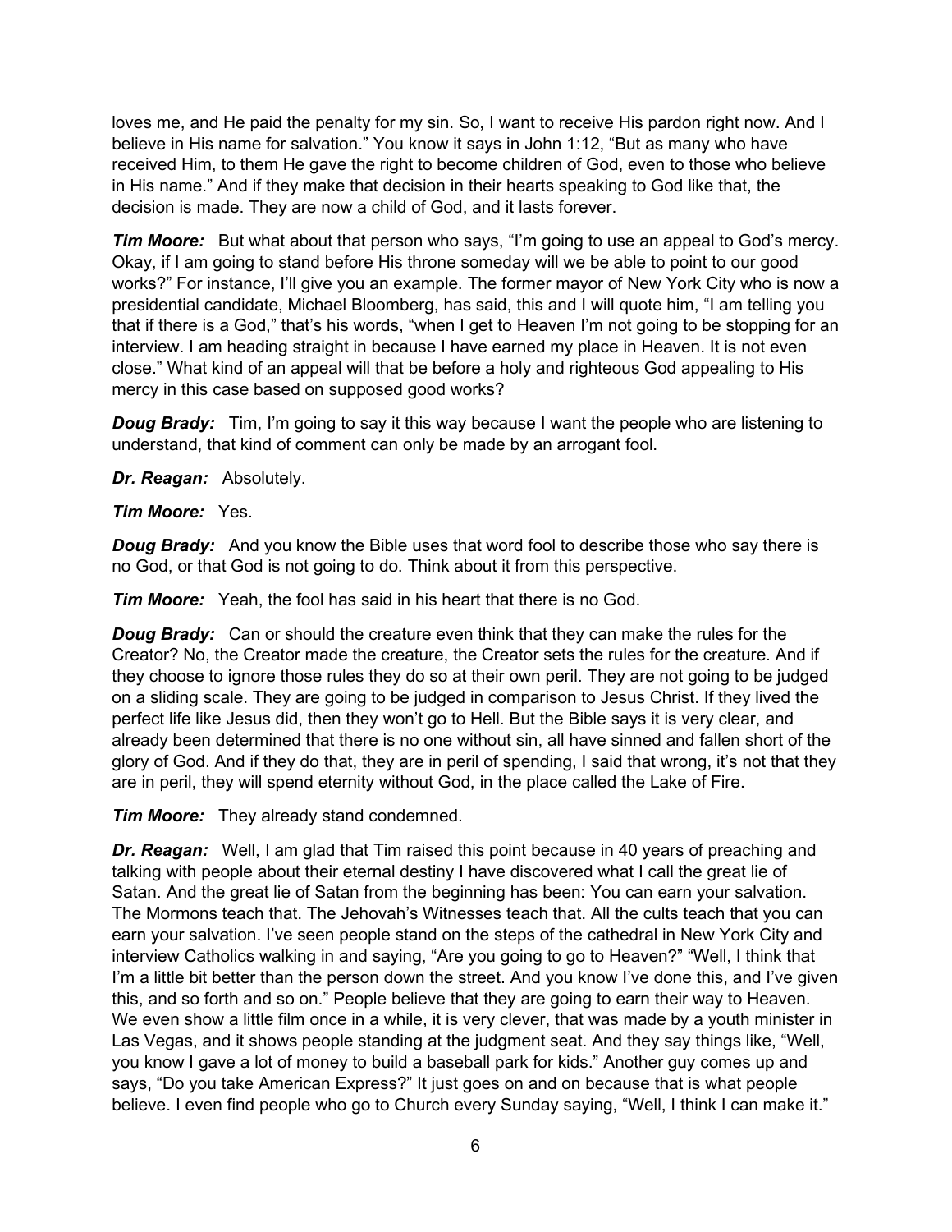loves me, and He paid the penalty for my sin. So, I want to receive His pardon right now. And I believe in His name for salvation." You know it says in John 1:12, "But as many who have received Him, to them He gave the right to become children of God, even to those who believe in His name." And if they make that decision in their hearts speaking to God like that, the decision is made. They are now a child of God, and it lasts forever.

***Tim Moore:*** But what about that person who says, "I'm going to use an appeal to God's mercy. Okay, if I am going to stand before His throne someday will we be able to point to our good works?" For instance, I'll give you an example. The former mayor of New York City who is now a presidential candidate, Michael Bloomberg, has said, this and I will quote him, "I am telling you that if there is a God," that's his words, "when I get to Heaven I'm not going to be stopping for an interview. I am heading straight in because I have earned my place in Heaven. It is not even close." What kind of an appeal will that be before a holy and righteous God appealing to His mercy in this case based on supposed good works?

***Doug Brady:*** Tim, I'm going to say it this way because I want the people who are listening to understand, that kind of comment can only be made by an arrogant fool.

***Dr. Reagan:*** Absolutely.

***Tim Moore:*** Yes.

***Doug Brady:*** And you know the Bible uses that word fool to describe those who say there is no God, or that God is not going to do. Think about it from this perspective.

***Tim Moore:*** Yeah, the fool has said in his heart that there is no God.

***Doug Brady:*** Can or should the creature even think that they can make the rules for the Creator? No, the Creator made the creature, the Creator sets the rules for the creature. And if they choose to ignore those rules they do so at their own peril. They are not going to be judged on a sliding scale. They are going to be judged in comparison to Jesus Christ. If they lived the perfect life like Jesus did, then they won't go to Hell. But the Bible says it is very clear, and already been determined that there is no one without sin, all have sinned and fallen short of the glory of God. And if they do that, they are in peril of spending, I said that wrong, it's not that they are in peril, they will spend eternity without God, in the place called the Lake of Fire.

***Tim Moore:*** They already stand condemned.

***Dr. Reagan:*** Well, I am glad that Tim raised this point because in 40 years of preaching and talking with people about their eternal destiny I have discovered what I call the great lie of Satan. And the great lie of Satan from the beginning has been: You can earn your salvation. The Mormons teach that. The Jehovah's Witnesses teach that. All the cults teach that you can earn your salvation. I've seen people stand on the steps of the cathedral in New York City and interview Catholics walking in and saying, "Are you going to go to Heaven?" "Well, I think that I'm a little bit better than the person down the street. And you know I've done this, and I've given this, and so forth and so on." People believe that they are going to earn their way to Heaven. We even show a little film once in a while, it is very clever, that was made by a youth minister in Las Vegas, and it shows people standing at the judgment seat. And they say things like, "Well, you know I gave a lot of money to build a baseball park for kids." Another guy comes up and says, "Do you take American Express?" It just goes on and on because that is what people believe. I even find people who go to Church every Sunday saying, "Well, I think I can make it."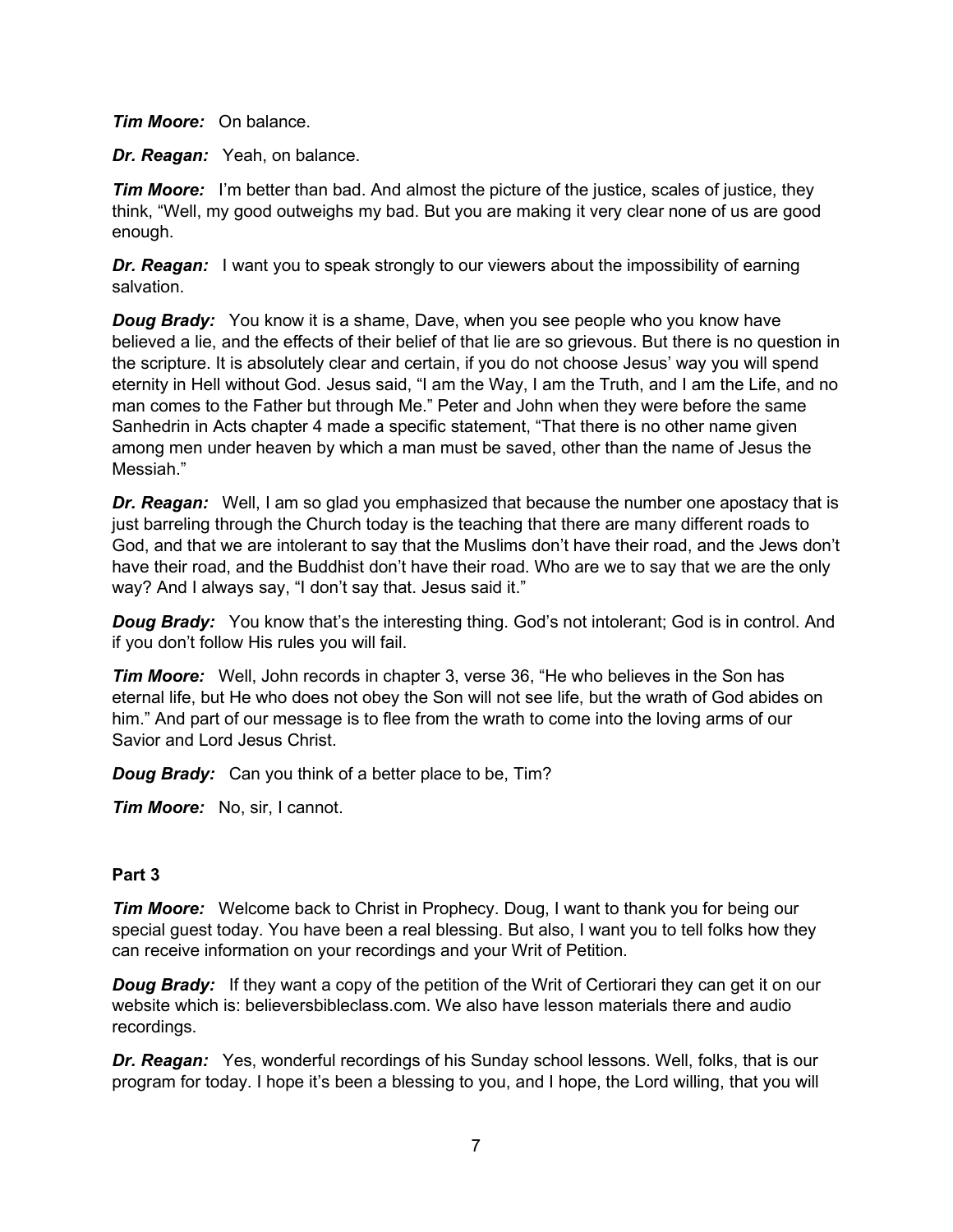***Tim Moore:*** On balance.

***Dr. Reagan:*** Yeah, on balance.

***Tim Moore:*** I'm better than bad. And almost the picture of the justice, scales of justice, they think, "Well, my good outweighs my bad. But you are making it very clear none of us are good enough.

***Dr. Reagan:*** I want you to speak strongly to our viewers about the impossibility of earning salvation.

***Doug Brady:*** You know it is a shame, Dave, when you see people who you know have believed a lie, and the effects of their belief of that lie are so grievous. But there is no question in the scripture. It is absolutely clear and certain, if you do not choose Jesus' way you will spend eternity in Hell without God. Jesus said, "I am the Way, I am the Truth, and I am the Life, and no man comes to the Father but through Me." Peter and John when they were before the same Sanhedrin in Acts chapter 4 made a specific statement, "That there is no other name given among men under heaven by which a man must be saved, other than the name of Jesus the Messiah."

***Dr. Reagan:*** Well, I am so glad you emphasized that because the number one apostacy that is just barreling through the Church today is the teaching that there are many different roads to God, and that we are intolerant to say that the Muslims don't have their road, and the Jews don't have their road, and the Buddhist don't have their road. Who are we to say that we are the only way? And I always say, "I don't say that. Jesus said it."

***Doug Brady:*** You know that's the interesting thing. God's not intolerant; God is in control. And if you don't follow His rules you will fail.

***Tim Moore:*** Well, John records in chapter 3, verse 36, "He who believes in the Son has eternal life, but He who does not obey the Son will not see life, but the wrath of God abides on him." And part of our message is to flee from the wrath to come into the loving arms of our Savior and Lord Jesus Christ.

***Doug Brady:*** Can you think of a better place to be, Tim?

***Tim Moore:*** No, sir, I cannot.

**Part 3**

***Tim Moore:*** Welcome back to Christ in Prophecy. Doug, I want to thank you for being our special guest today. You have been a real blessing. But also, I want you to tell folks how they can receive information on your recordings and your Writ of Petition.

***Doug Brady:*** If they want a copy of the petition of the Writ of Certiorari they can get it on our website which is: believersbibleclass.com. We also have lesson materials there and audio recordings.

***Dr. Reagan:*** Yes, wonderful recordings of his Sunday school lessons. Well, folks, that is our program for today. I hope it's been a blessing to you, and I hope, the Lord willing, that you will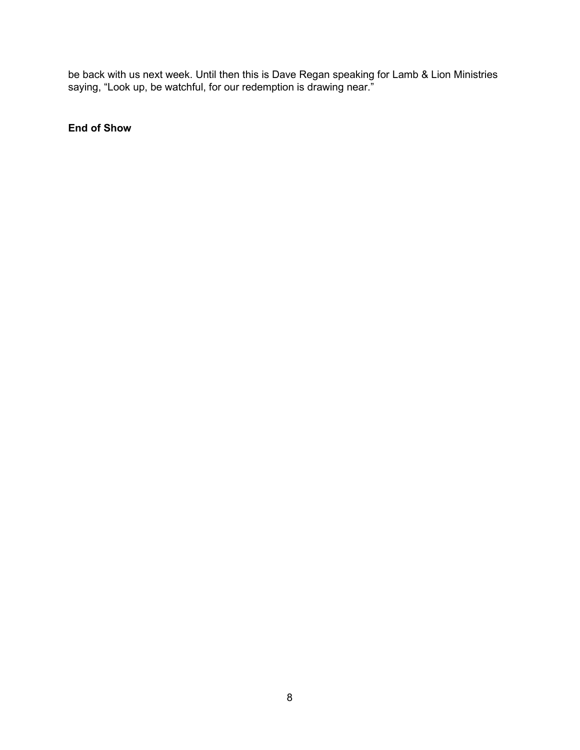be back with us next week. Until then this is Dave Regan speaking for Lamb & Lion Ministries saying, "Look up, be watchful, for our redemption is drawing near."

**End of Show**